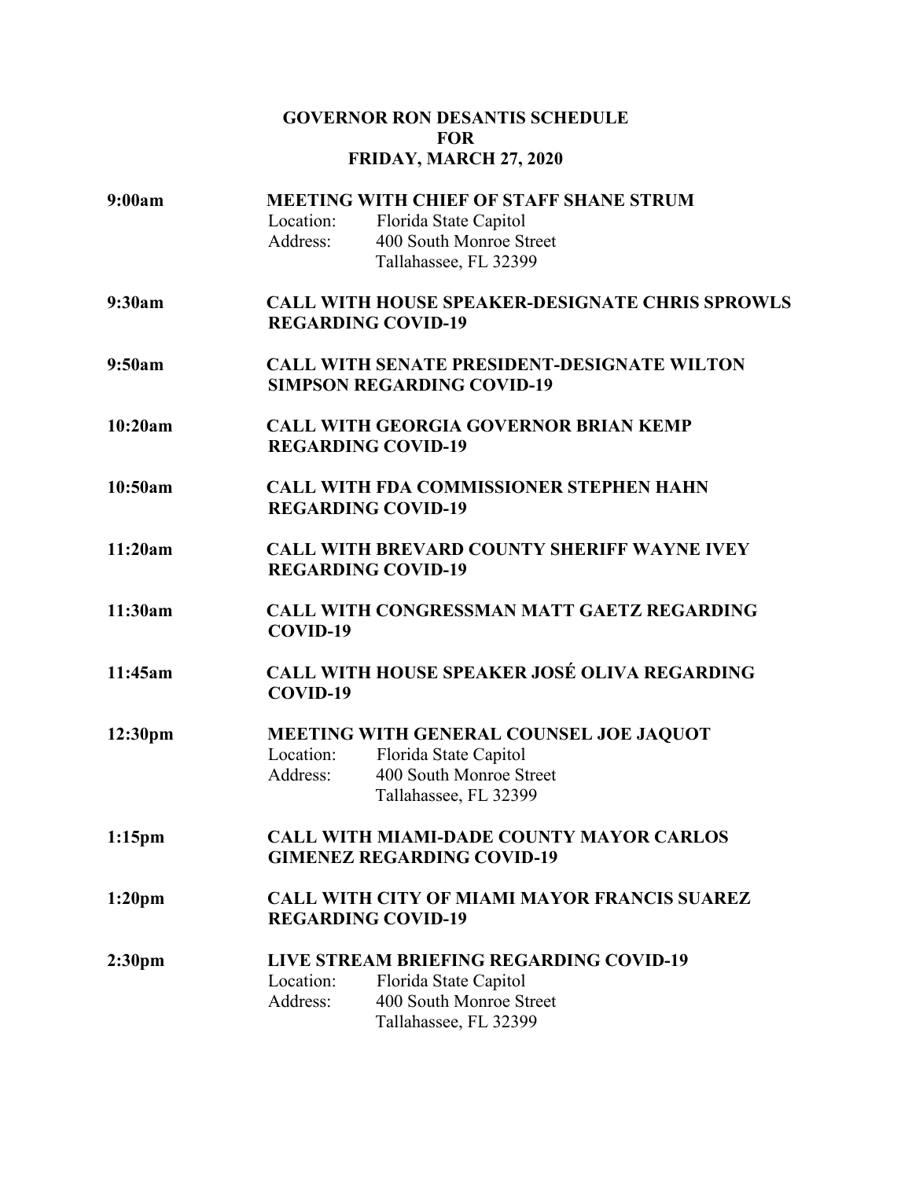# GOVERNOR RON DESANTIS SCHEDULE
# FOR
# FRIDAY, MARCH 27, 2020

**9:00am** **MEETING WITH CHIEF OF STAFF SHANE STRUM**
Location: Florida State Capitol
Address: 400 South Monroe Street
Tallahassee, FL 32399

**9:30am** **CALL WITH HOUSE SPEAKER-DESIGNATE CHRIS SPROWLS REGARDING COVID-19**

**9:50am** **CALL WITH SENATE PRESIDENT-DESIGNATE WILTON SIMPSON REGARDING COVID-19**

**10:20am** **CALL WITH GEORGIA GOVERNOR BRIAN KEMP REGARDING COVID-19**

**10:50am** **CALL WITH FDA COMMISSIONER STEPHEN HAHN REGARDING COVID-19**

**11:20am** **CALL WITH BREVARD COUNTY SHERIFF WAYNE IVEY REGARDING COVID-19**

**11:30am** **CALL WITH CONGRESSMAN MATT GAETZ REGARDING COVID-19**

**11:45am** **CALL WITH HOUSE SPEAKER JOSÉ OLIVA REGARDING COVID-19**

**12:30pm** **MEETING WITH GENERAL COUNSEL JOE JAQUOT**
Location: Florida State Capitol
Address: 400 South Monroe Street
Tallahassee, FL 32399

**1:15pm** **CALL WITH MIAMI-DADE COUNTY MAYOR CARLOS GIMENEZ REGARDING COVID-19**

**1:20pm** **CALL WITH CITY OF MIAMI MAYOR FRANCIS SUAREZ REGARDING COVID-19**

**2:30pm** **LIVE STREAM BRIEFING REGARDING COVID-19**
Location: Florida State Capitol
Address: 400 South Monroe Street
Tallahassee, FL 32399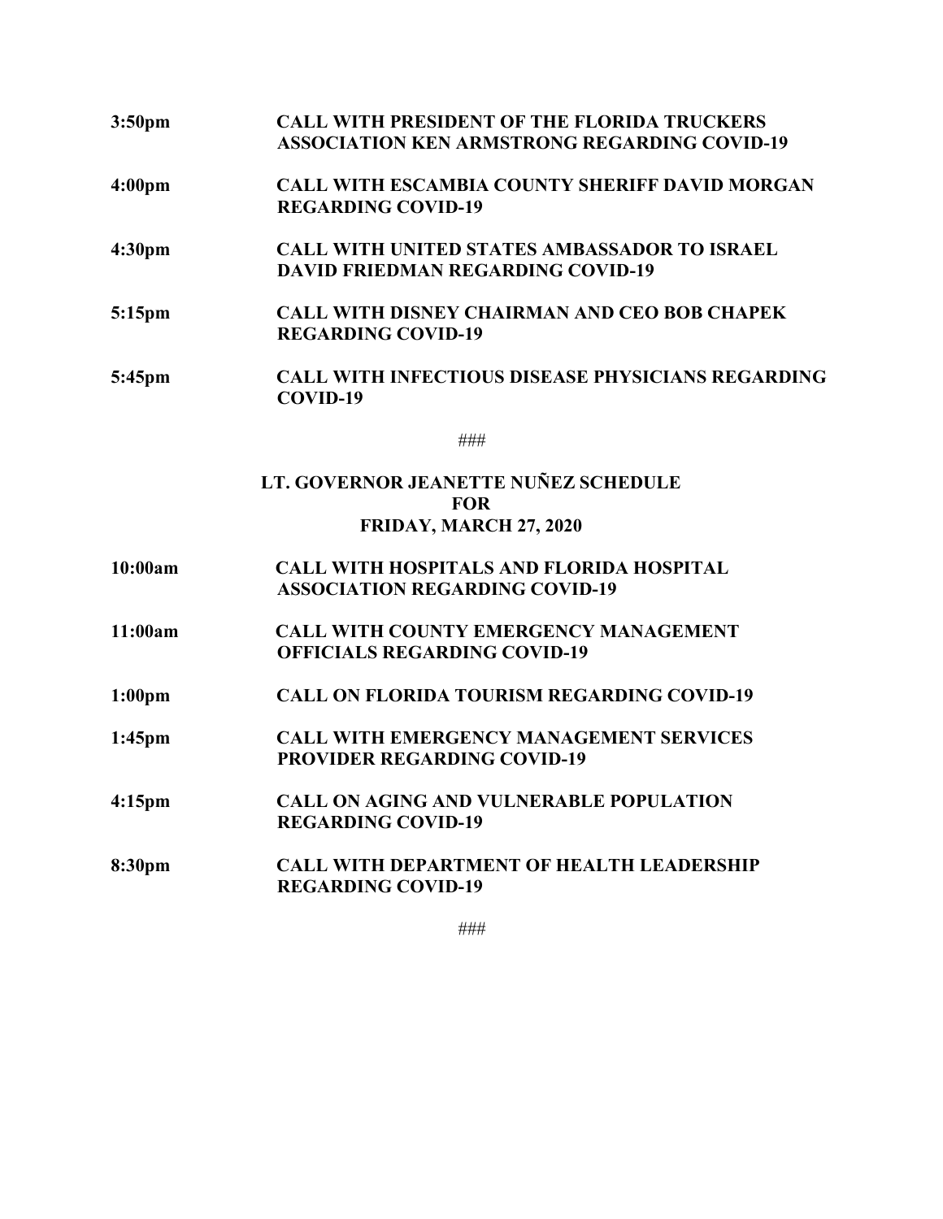**3:50pm** **CALL WITH PRESIDENT OF THE FLORIDA TRUCKERS ASSOCIATION KEN ARMSTRONG REGARDING COVID-19**

**4:00pm** **CALL WITH ESCAMBIA COUNTY SHERIFF DAVID MORGAN REGARDING COVID-19**

**4:30pm** **CALL WITH UNITED STATES AMBASSADOR TO ISRAEL DAVID FRIEDMAN REGARDING COVID-19**

**5:15pm** **CALL WITH DISNEY CHAIRMAN AND CEO BOB CHAPEK REGARDING COVID-19**

**5:45pm** **CALL WITH INFECTIOUS DISEASE PHYSICIANS REGARDING COVID-19**

###

## LT. GOVERNOR JEANETTE NUÑEZ SCHEDULE FOR FRIDAY, MARCH 27, 2020

**10:00am** **CALL WITH HOSPITALS AND FLORIDA HOSPITAL ASSOCIATION REGARDING COVID-19**

**11:00am** **CALL WITH COUNTY EMERGENCY MANAGEMENT OFFICIALS REGARDING COVID-19**

**1:00pm** **CALL ON FLORIDA TOURISM REGARDING COVID-19**

**1:45pm** **CALL WITH EMERGENCY MANAGEMENT SERVICES PROVIDER REGARDING COVID-19**

**4:15pm** **CALL ON AGING AND VULNERABLE POPULATION REGARDING COVID-19**

**8:30pm** **CALL WITH DEPARTMENT OF HEALTH LEADERSHIP REGARDING COVID-19**

###